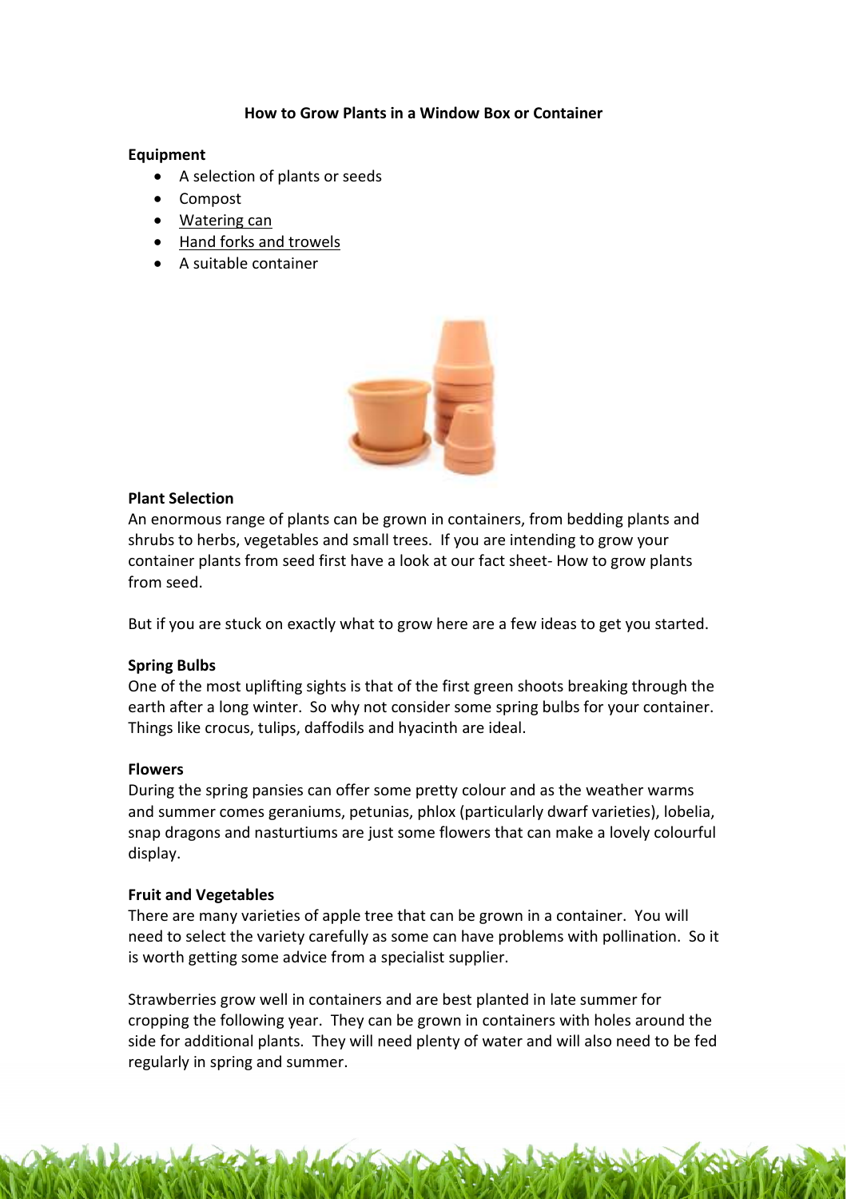# How to Grow Plants in a Window Box or Container

**Equipment**

- A selection of plants or seeds
- Compost
- Watering can
- Hand forks and trowels
- A suitable container

**Plant Selection**

An enormous range of plants can be grown in containers, from bedding plants and shrubs to herbs, vegetables and small trees. If you are intending to grow your container plants from seed first have a look at our fact sheet- How to grow plants from seed.

But if you are stuck on exactly what to grow here are a few ideas to get you started.

**Spring Bulbs**

One of the most uplifting sights is that of the first green shoots breaking through the earth after a long winter. So why not consider some spring bulbs for your container. Things like crocus, tulips, daffodils and hyacinth are ideal.

**Flowers**

During the spring pansies can offer some pretty colour and as the weather warms and summer comes geraniums, petunias, phlox (particularly dwarf varieties), lobelia, snap dragons and nasturtiums are just some flowers that can make a lovely colourful display.

**Fruit and Vegetables**

There are many varieties of apple tree that can be grown in a container. You will need to select the variety carefully as some can have problems with pollination. So it is worth getting some advice from a specialist supplier.

Strawberries grow well in containers and are best planted in late summer for cropping the following year. They can be grown in containers with holes around the side for additional plants. They will need plenty of water and will also need to be fed regularly in spring and summer.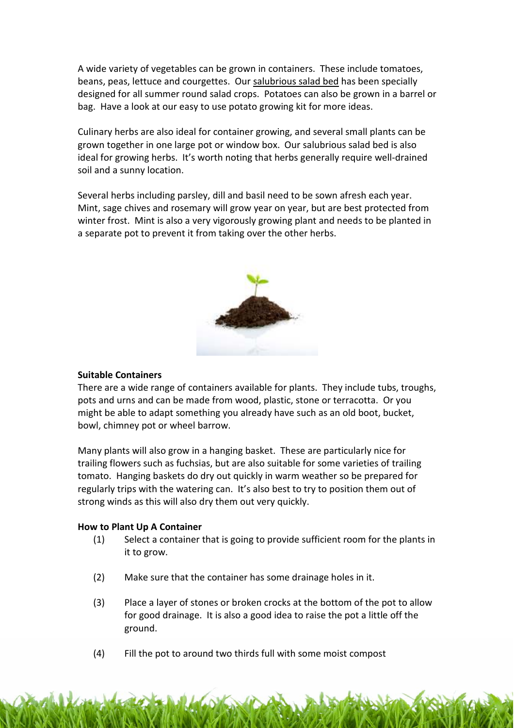A wide variety of vegetables can be grown in containers. These include tomatoes, beans, peas, lettuce and courgettes. Our salubrious salad bed has been specially designed for all summer round salad crops. Potatoes can also be grown in a barrel or bag. Have a look at our easy to use potato growing kit for more ideas.

Culinary herbs are also ideal for container growing, and several small plants can be grown together in one large pot or window box. Our salubrious salad bed is also ideal for growing herbs. It's worth noting that herbs generally require well-drained soil and a sunny location.

Several herbs including parsley, dill and basil need to be sown afresh each year. Mint, sage chives and rosemary will grow year on year, but are best protected from winter frost. Mint is also a very vigorously growing plant and needs to be planted in a separate pot to prevent it from taking over the other herbs.

**Suitable Containers**

There are a wide range of containers available for plants. They include tubs, troughs, pots and urns and can be made from wood, plastic, stone or terracotta. Or you might be able to adapt something you already have such as an old boot, bucket, bowl, chimney pot or wheel barrow.

Many plants will also grow in a hanging basket. These are particularly nice for trailing flowers such as fuchsias, but are also suitable for some varieties of trailing tomato. Hanging baskets do dry out quickly in warm weather so be prepared for regularly trips with the watering can. It's also best to try to position them out of strong winds as this will also dry them out very quickly.

**How to Plant Up A Container**

(1) Select a container that is going to provide sufficient room for the plants in it to grow.

(2) Make sure that the container has some drainage holes in it.

(3) Place a layer of stones or broken crocks at the bottom of the pot to allow for good drainage. It is also a good idea to raise the pot a little off the ground.

(4) Fill the pot to around two thirds full with some moist compost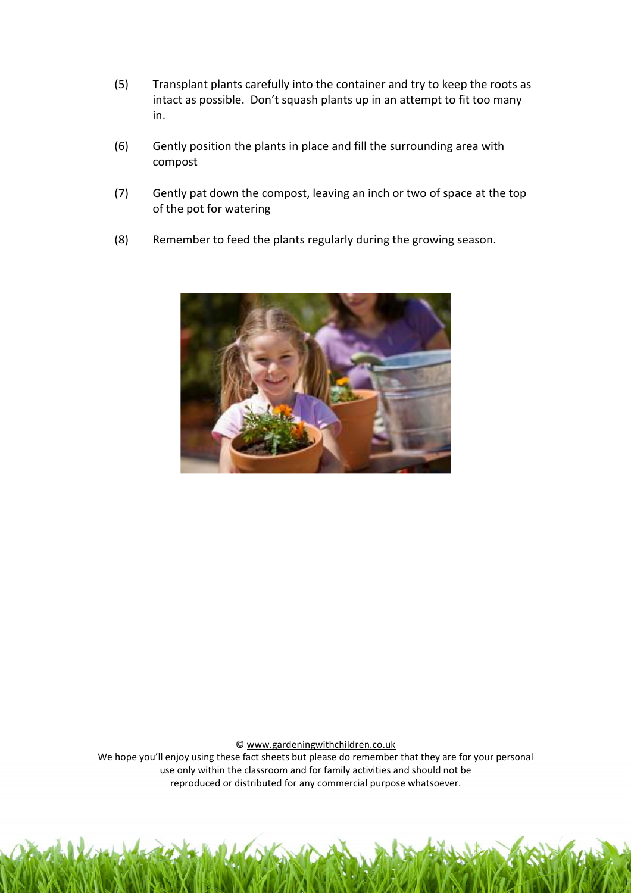(5) Transplant plants carefully into the container and try to keep the roots as intact as possible. Don't squash plants up in an attempt to fit too many in.

(6) Gently position the plants in place and fill the surrounding area with compost

(7) Gently pat down the compost, leaving an inch or two of space at the top of the pot for watering

(8) Remember to feed the plants regularly during the growing season.

© www.gardeningwithchildren.co.uk

We hope you'll enjoy using these fact sheets but please do remember that they are for your personal use only within the classroom and for family activities and should not be reproduced or distributed for any commercial purpose whatsoever.